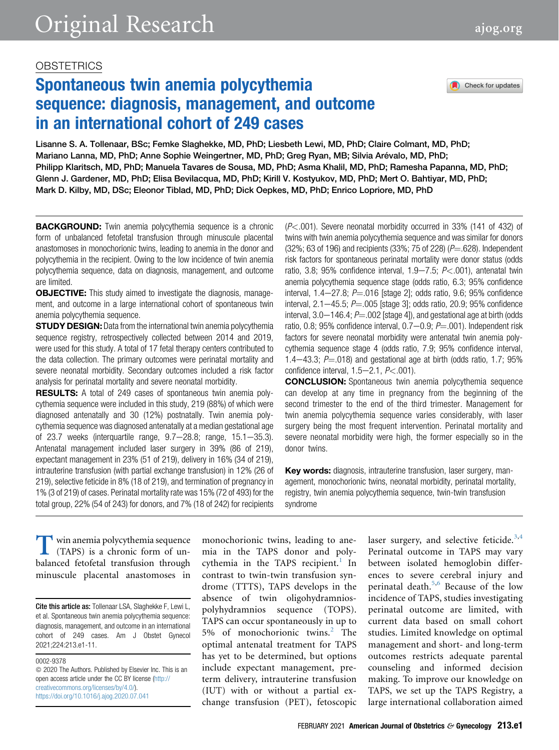OBSTETRICS

# Spontaneous twin anemia polycythemia sequence: diagnosis, management, and outcome in an international cohort of 249 cases

Lisanne S. A. Tollenaar, BSc; Femke Slaghekke, MD, PhD; Liesbeth Lewi, MD, PhD; Claire Colmant, MD, PhD; Mariano Lanna, MD, PhD; Anne Sophie Weingertner, MD, PhD; Greg Ryan, MB; Silvia Arévalo, MD, PhD; Philipp Klaritsch, MD, PhD; Manuela Tavares de Sousa, MD, PhD; Asma Khalil, MD, PhD; Ramesha Papanna, MD, PhD; Glenn J. Gardener, MD, PhD; Elisa Bevilacqua, MD, PhD; Kirill V. Kostyukov, MD, PhD; Mert O. Bahtiyar, MD, PhD; Mark D. Kilby, MD, DSc; Eleonor Tiblad, MD, PhD; Dick Oepkes, MD, PhD; Enrico Lopriore, MD, PhD

**BACKGROUND:** Twin anemia polycythemia sequence is a chronic form of unbalanced fetofetal transfusion through minuscule placental anastomoses in monochorionic twins, leading to anemia in the donor and polycythemia in the recipient. Owing to the low incidence of twin anemia polycythemia sequence, data on diagnosis, management, and outcome are limited.

**OBJECTIVE:** This study aimed to investigate the diagnosis, management, and outcome in a large international cohort of spontaneous twin anemia polycythemia sequence.

**STUDY DESIGN:** Data from the international twin anemia polycythemia sequence registry, retrospectively collected between 2014 and 2019, were used for this study. A total of 17 fetal therapy centers contributed to the data collection. The primary outcomes were perinatal mortality and severe neonatal morbidity. Secondary outcomes included a risk factor analysis for perinatal mortality and severe neonatal morbidity.

**RESULTS:** A total of 249 cases of spontaneous twin anemia polycythemia sequence were included in this study, 219 (88%) of which were diagnosed antenatally and 30 (12%) postnatally. Twin anemia polycythemia sequence was diagnosed antenatally at a median gestational age of 23.7 weeks (interquartile range, 9.7–28.8; range, 15.1–35.3). Antenatal management included laser surgery in 39% (86 of 219), expectant management in 23% (51 of 219), delivery in 16% (34 of 219), intrauterine transfusion (with partial exchange transfusion) in 12% (26 of 219), selective feticide in 8% (18 of 219), and termination of pregnancy in 1% (3 of 219) of cases. Perinatal mortality rate was 15% (72 of 493) for the total group, 22% (54 of 243) for donors, and 7% (18 of 242) for recipients ($P<.001$). Severe neonatal morbidity occurred in 33% (141 of 432) of twins with twin anemia polycythemia sequence and was similar for donors (32%; 63 of 196) and recipients (33%; 75 of 228) ($P=.628$). Independent risk factors for spontaneous perinatal mortality were donor status (odds ratio, 3.8; 95% confidence interval, 1.9–7.5; $P<.001$), antenatal twin anemia polycythemia sequence stage (odds ratio, 6.3; 95% confidence interval, 1.4–27.8; $P=.016$ [stage 2]; odds ratio, 9.6; 95% confidence interval, 2.1–45.5; $P=.005$ [stage 3]; odds ratio, 20.9; 95% confidence interval, 3.0–146.4; $P=.002$ [stage 4]), and gestational age at birth (odds ratio, 0.8; 95% confidence interval, 0.7–0.9; $P=.001$). Independent risk factors for severe neonatal morbidity were antenatal twin anemia polycythemia sequence stage 4 (odds ratio, 7.9; 95% confidence interval, 1.4–43.3; $P=.018$) and gestational age at birth (odds ratio, 1.7; 95% confidence interval, 1.5–2.1, $P<.001$).

**CONCLUSION:** Spontaneous twin anemia polycythemia sequence can develop at any time in pregnancy from the beginning of the second trimester to the end of the third trimester. Management for twin anemia polycythemia sequence varies considerably, with laser surgery being the most frequent intervention. Perinatal mortality and severe neonatal morbidity were high, the former especially so in the donor twins.

**Key words:** diagnosis, intrauterine transfusion, laser surgery, management, monochorionic twins, neonatal morbidity, perinatal mortality, registry, twin anemia polycythemia sequence, twin-twin transfusion syndrome

Twin anemia polycythemia sequence (TAPS) is a chronic form of unbalanced fetofetal transfusion through minuscule placental anastomoses in monochorionic twins, leading to anemia in the TAPS donor and polycythemia in the TAPS recipient.[1] In contrast to twin-twin transfusion syndrome (TTTS), TAPS develops in the absence of twin oligohydramnios-polyhydramnios sequence (TOPS). TAPS can occur spontaneously in up to 5% of monochorionic twins.[2] The optimal antenatal treatment for TAPS has yet to be determined, but options include expectant management, preterm delivery, intrauterine transfusion (IUT) with or without a partial exchange transfusion (PET), fetoscopic laser surgery, and selective feticide.[3,4] Perinatal outcome in TAPS may vary between isolated hemoglobin differences to severe cerebral injury and perinatal death.[5,6] Because of the low incidence of TAPS, studies investigating perinatal outcome are limited, with current data based on small cohort studies. Limited knowledge on optimal management and short- and long-term outcomes restricts adequate parental counseling and informed decision making. To improve our knowledge on TAPS, we set up the TAPS Registry, a large international collaboration aimed

**Cite this article as:** Tollenaar LSA, Slaghekke F, Lewi L, et al. Spontaneous twin anemia polycythemia sequence: diagnosis, management, and outcome in an international cohort of 249 cases. Am J Obstet Gynecol 2021;224:213.e1-11.

0002-9378
© 2020 The Authors. Published by Elsevier Inc. This is an open access article under the CC BY license (http://creativecommons.org/licenses/by/4.0/).
https://doi.org/10.1016/j.ajog.2020.07.041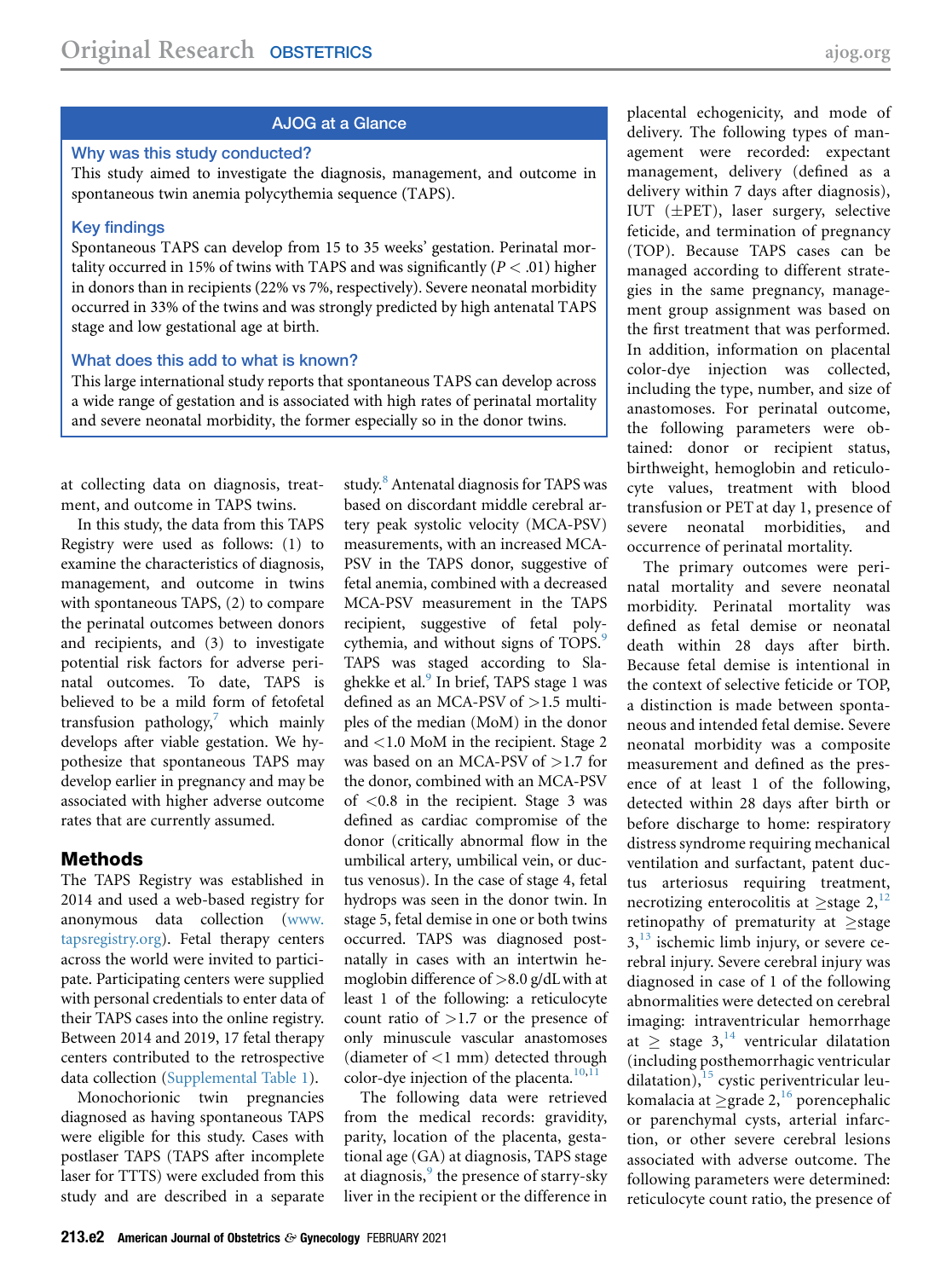## AJOG at a Glance

**Why was this study conducted?**

This study aimed to investigate the diagnosis, management, and outcome in spontaneous twin anemia polycythemia sequence (TAPS).

**Key findings**

Spontaneous TAPS can develop from 15 to 35 weeks' gestation. Perinatal mortality occurred in 15% of twins with TAPS and was significantly ($P < .01$) higher in donors than in recipients (22% vs 7%, respectively). Severe neonatal morbidity occurred in 33% of the twins and was strongly predicted by high antenatal TAPS stage and low gestational age at birth.

**What does this add to what is known?**

This large international study reports that spontaneous TAPS can develop across a wide range of gestation and is associated with high rates of perinatal mortality and severe neonatal morbidity, the former especially so in the donor twins.

at collecting data on diagnosis, treatment, and outcome in TAPS twins.

In this study, the data from this TAPS Registry were used as follows: (1) to examine the characteristics of diagnosis, management, and outcome in twins with spontaneous TAPS, (2) to compare the perinatal outcomes between donors and recipients, and (3) to investigate potential risk factors for adverse perinatal outcomes. To date, TAPS is believed to be a mild form of fetofetal transfusion pathology,[7] which mainly develops after viable gestation. We hypothesize that spontaneous TAPS may develop earlier in pregnancy and may be associated with higher adverse outcome rates that are currently assumed.

## Methods

The TAPS Registry was established in 2014 and used a web-based registry for anonymous data collection (www.tapsregistry.org). Fetal therapy centers across the world were invited to participate. Participating centers were supplied with personal credentials to enter data of their TAPS cases into the online registry. Between 2014 and 2019, 17 fetal therapy centers contributed to the retrospective data collection (Supplemental Table 1).

Monochorionic twin pregnancies diagnosed as having spontaneous TAPS were eligible for this study. Cases with postlaser TAPS (TAPS after incomplete laser for TTTS) were excluded from this study and are described in a separate study.[8] Antenatal diagnosis for TAPS was based on discordant middle cerebral artery peak systolic velocity (MCA-PSV) measurements, with an increased MCA-PSV in the TAPS donor, suggestive of fetal anemia, combined with a decreased MCA-PSV measurement in the TAPS recipient, suggestive of fetal polycythemia, and without signs of TOPS.[9] TAPS was staged according to Slaghekke et al.[9] In brief, TAPS stage 1 was defined as an MCA-PSV of >1.5 multiples of the median (MoM) in the donor and <1.0 MoM in the recipient. Stage 2 was based on an MCA-PSV of >1.7 for the donor, combined with an MCA-PSV of <0.8 in the recipient. Stage 3 was defined as cardiac compromise of the donor (critically abnormal flow in the umbilical artery, umbilical vein, or ductus venosus). In the case of stage 4, fetal hydrops was seen in the donor twin. In stage 5, fetal demise in one or both twins occurred. TAPS was diagnosed postnatally in cases with an intertwin hemoglobin difference of >8.0 g/dL with at least 1 of the following: a reticulocyte count ratio of >1.7 or the presence of only minuscule vascular anastomoses (diameter of <1 mm) detected through color-dye injection of the placenta.[10,11]

The following data were retrieved from the medical records: gravidity, parity, location of the placenta, gestational age (GA) at diagnosis, TAPS stage at diagnosis,[9] the presence of starry-sky liver in the recipient or the difference in placental echogenicity, and mode of delivery. The following types of management were recorded: expectant management, delivery (defined as a delivery within 7 days after diagnosis), IUT (±PET), laser surgery, selective feticide, and termination of pregnancy (TOP). Because TAPS cases can be managed according to different strategies in the same pregnancy, management group assignment was based on the first treatment that was performed. In addition, information on placental color-dye injection was collected, including the type, number, and size of anastomoses. For perinatal outcome, the following parameters were obtained: donor or recipient status, birthweight, hemoglobin and reticulocyte values, treatment with blood transfusion or PET at day 1, presence of severe neonatal morbidities, and occurrence of perinatal mortality.

The primary outcomes were perinatal mortality and severe neonatal morbidity. Perinatal mortality was defined as fetal demise or neonatal death within 28 days after birth. Because fetal demise is intentional in the context of selective feticide or TOP, a distinction is made between spontaneous and intended fetal demise. Severe neonatal morbidity was a composite measurement and defined as the presence of at least 1 of the following, detected within 28 days after birth or before discharge to home: respiratory distress syndrome requiring mechanical ventilation and surfactant, patent ductus arteriosus requiring treatment, necrotizing enterocolitis at ≥stage 2,[12] retinopathy of prematurity at ≥stage 3,[13] ischemic limb injury, or severe cerebral injury. Severe cerebral injury was diagnosed in case of 1 of the following abnormalities were detected on cerebral imaging: intraventricular hemorrhage at ≥ stage 3,[14] ventricular dilatation (including posthemorrhagic ventricular dilatation),[15] cystic periventricular leukomalacia at ≥grade 2,[16] porencephalic or parenchymal cysts, arterial infarction, or other severe cerebral lesions associated with adverse outcome. The following parameters were determined: reticulocyte count ratio, the presence of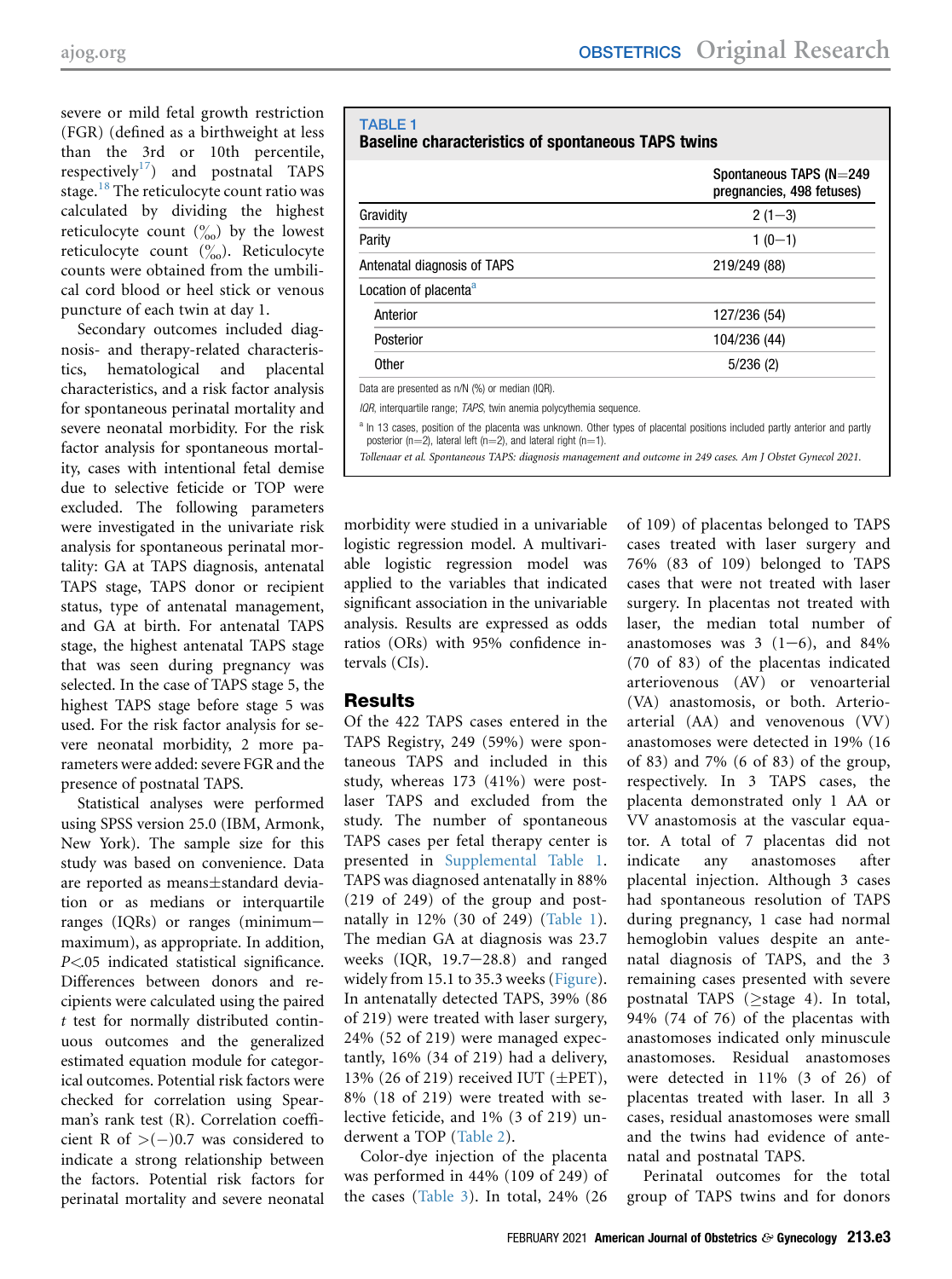severe or mild fetal growth restriction (FGR) (defined as a birthweight at less than the 3rd or 10th percentile, respectively[17]) and postnatal TAPS stage.[18] The reticulocyte count ratio was calculated by dividing the highest reticulocyte count (‰) by the lowest reticulocyte count (‰). Reticulocyte counts were obtained from the umbilical cord blood or heel stick or venous puncture of each twin at day 1.

Secondary outcomes included diagnosis- and therapy-related characteristics, hematological and placental characteristics, and a risk factor analysis for spontaneous perinatal mortality and severe neonatal morbidity. For the risk factor analysis for spontaneous mortality, cases with intentional fetal demise due to selective feticide or TOP were excluded. The following parameters were investigated in the univariate risk analysis for spontaneous perinatal mortality: GA at TAPS diagnosis, antenatal TAPS stage, TAPS donor or recipient status, type of antenatal management, and GA at birth. For antenatal TAPS stage, the highest antenatal TAPS stage that was seen during pregnancy was selected. In the case of TAPS stage 5, the highest TAPS stage before stage 5 was used. For the risk factor analysis for severe neonatal morbidity, 2 more parameters were added: severe FGR and the presence of postnatal TAPS.

Statistical analyses were performed using SPSS version 25.0 (IBM, Armonk, New York). The sample size for this study was based on convenience. Data are reported as means±standard deviation or as medians or interquartile ranges (IQRs) or ranges (minimum−maximum), as appropriate. In addition, $P<.05$ indicated statistical significance. Differences between donors and recipients were calculated using the paired $t$ test for normally distributed continuous outcomes and the generalized estimated equation module for categorical outcomes. Potential risk factors were checked for correlation using Spearman's rank test (R). Correlation coefficient R of $>(-)0.7$ was considered to indicate a strong relationship between the factors. Potential risk factors for perinatal mortality and severe neonatal morbidity were studied in a univariable logistic regression model. A multivariable logistic regression model was applied to the variables that indicated significant association in the univariable analysis. Results are expressed as odds ratios (ORs) with 95% confidence intervals (CIs).

TABLE 1
**Baseline characteristics of spontaneous TAPS twins**

| | Spontaneous TAPS (N=249 pregnancies, 498 fetuses) |
|---|---|
| Gravidity | 2 (1−3) |
| Parity | 1 (0−1) |
| Antenatal diagnosis of TAPS | 219/249 (88) |
| Location of placenta[a] | |
| Anterior | 127/236 (54) |
| Posterior | 104/236 (44) |
| Other | 5/236 (2) |

Data are presented as n/N (%) or median (IQR).

*IQR*, interquartile range; *TAPS*, twin anemia polycythemia sequence.

[a] In 13 cases, position of the placenta was unknown. Other types of placental positions included partly anterior and partly posterior (n=2), lateral left (n=2), and lateral right (n=1).

*Tollenaar et al. Spontaneous TAPS: diagnosis management and outcome in 249 cases. Am J Obstet Gynecol 2021.*

## Results

Of the 422 TAPS cases entered in the TAPS Registry, 249 (59%) were spontaneous TAPS and included in this study, whereas 173 (41%) were post-laser TAPS and excluded from the study. The number of spontaneous TAPS cases per fetal therapy center is presented in Supplemental Table 1. TAPS was diagnosed antenatally in 88% (219 of 249) of the group and postnatally in 12% (30 of 249) (Table 1). The median GA at diagnosis was 23.7 weeks (IQR, 19.7−28.8) and ranged widely from 15.1 to 35.3 weeks (Figure). In antenatally detected TAPS, 39% (86 of 219) were treated with laser surgery, 24% (52 of 219) were managed expectantly, 16% (34 of 219) had a delivery, 13% (26 of 219) received IUT (±PET), 8% (18 of 219) were treated with selective feticide, and 1% (3 of 219) underwent a TOP (Table 2).

Color-dye injection of the placenta was performed in 44% (109 of 249) of the cases (Table 3). In total, 24% (26 of 109) of placentas belonged to TAPS cases treated with laser surgery and 76% (83 of 109) belonged to TAPS cases that were not treated with laser surgery. In placentas not treated with laser, the median total number of anastomoses was 3 (1−6), and 84% (70 of 83) of the placentas indicated arteriovenous (AV) or venoarterial (VA) anastomosis, or both. Arterioarterial (AA) and venovenous (VV) anastomoses were detected in 19% (16 of 83) and 7% (6 of 83) of the group, respectively. In 3 TAPS cases, the placenta demonstrated only 1 AA or VV anastomosis at the vascular equator. A total of 7 placentas did not indicate any anastomoses after placental injection. Although 3 cases had spontaneous resolution of TAPS during pregnancy, 1 case had normal hemoglobin values despite an antenatal diagnosis of TAPS, and the 3 remaining cases presented with severe postnatal TAPS (≥stage 4). In total, 94% (74 of 76) of the placentas with anastomoses indicated only minuscule anastomoses. Residual anastomoses were detected in 11% (3 of 26) of placentas treated with laser. In all 3 cases, residual anastomoses were small and the twins had evidence of antenatal and postnatal TAPS.

Perinatal outcomes for the total group of TAPS twins and for donors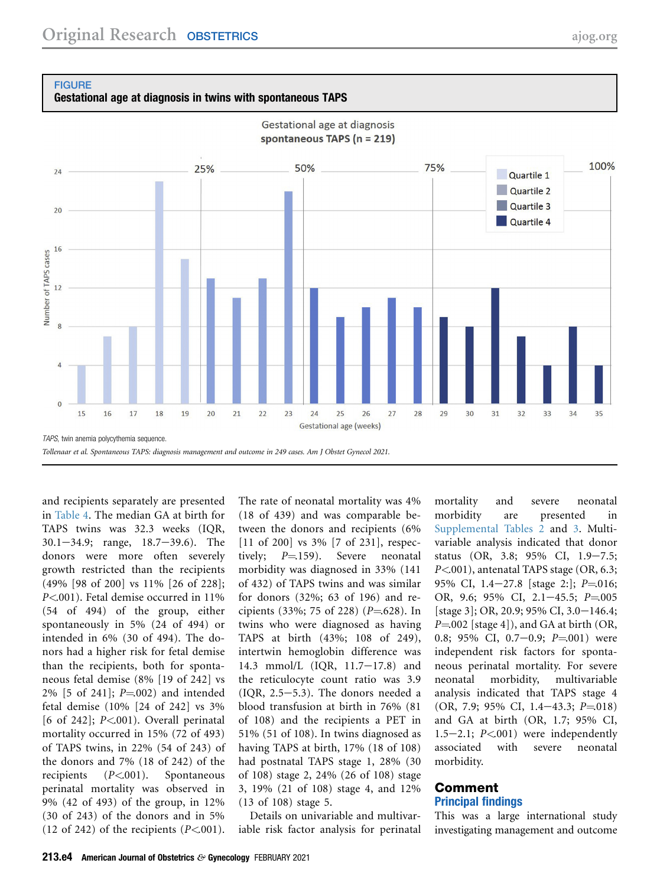**FIGURE**
**Gestational age at diagnosis in twins with spontaneous TAPS**

TAPS, twin anemia polycythemia sequence.

*Tollenaar et al. Spontaneous TAPS: diagnosis management and outcome in 249 cases. Am J Obstet Gynecol 2021.*

and recipients separately are presented in Table 4. The median GA at birth for TAPS twins was 32.3 weeks (IQR, 30.1–34.9; range, 18.7–39.6). The donors were more often severely growth restricted than the recipients (49% [98 of 200] vs 11% [26 of 228]; $P<.001$). Fetal demise occurred in 11% (54 of 494) of the group, either spontaneously in 5% (24 of 494) or intended in 6% (30 of 494). The donors had a higher risk for fetal demise than the recipients, both for spontaneous fetal demise (8% [19 of 242] vs 2% [5 of 241]; $P=.002$) and intended fetal demise (10% [24 of 242] vs 3% [6 of 242]; $P<.001$). Overall perinatal mortality occurred in 15% (72 of 493) of TAPS twins, in 22% (54 of 243) of the donors and 7% (18 of 242) of the recipients ($P<.001$). Spontaneous perinatal mortality was observed in 9% (42 of 493) of the group, in 12% (30 of 243) of the donors and in 5% (12 of 242) of the recipients ($P<.001$). The rate of neonatal mortality was 4% (18 of 439) and was comparable between the donors and recipients (6% [11 of 200] vs 3% [7 of 231], respectively; $P=.159$). Severe neonatal morbidity was diagnosed in 33% (141 of 432) of TAPS twins and was similar for donors (32%; 63 of 196) and recipients (33%; 75 of 228) ($P=.628$). In twins who were diagnosed as having TAPS at birth (43%; 108 of 249), intertwin hemoglobin difference was 14.3 mmol/L (IQR, 11.7–17.8) and the reticulocyte count ratio was 3.9 (IQR, 2.5–5.3). The donors needed a blood transfusion at birth in 76% (81 of 108) and the recipients a PET in 51% (51 of 108). In twins diagnosed as having TAPS at birth, 17% (18 of 108) had postnatal TAPS stage 1, 28% (30 of 108) stage 2, 24% (26 of 108) stage 3, 19% (21 of 108) stage 4, and 12% (13 of 108) stage 5.

Details on univariable and multivariable risk factor analysis for perinatal mortality and severe neonatal morbidity are presented in Supplemental Tables 2 and 3. Multivariable analysis indicated that donor status (OR, 3.8; 95% CI, 1.9–7.5; $P<.001$), antenatal TAPS stage (OR, 6.3; 95% CI, 1.4–27.8 [stage 2:]; $P=.016$; OR, 9.6; 95% CI, 2.1–45.5; $P=.005$ [stage 3]; OR, 20.9; 95% CI, 3.0–146.4; $P=.002$ [stage 4]), and GA at birth (OR, 0.8; 95% CI, 0.7–0.9; $P=.001$) were independent risk factors for spontaneous perinatal mortality. For severe neonatal morbidity, multivariable analysis indicated that TAPS stage 4 (OR, 7.9; 95% CI, 1.4–43.3; $P=.018$) and GA at birth (OR, 1.7; 95% CI, 1.5–2.1; $P<.001$) were independently associated with severe neonatal morbidity.

## Comment

### Principal findings

This was a large international study investigating management and outcome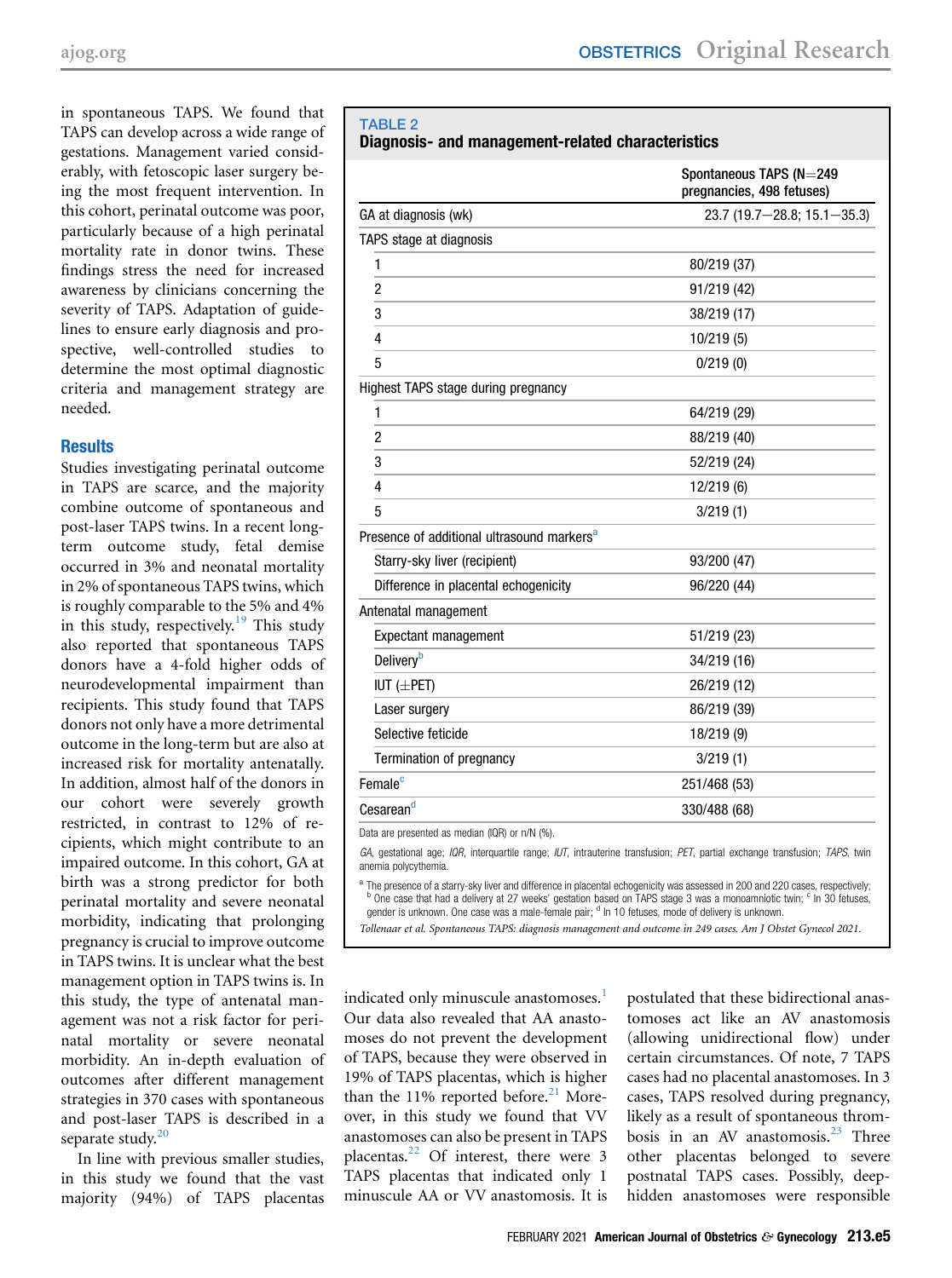in spontaneous TAPS. We found that TAPS can develop across a wide range of gestations. Management varied considerably, with fetoscopic laser surgery being the most frequent intervention. In this cohort, perinatal outcome was poor, particularly because of a high perinatal mortality rate in donor twins. These findings stress the need for increased awareness by clinicians concerning the severity of TAPS. Adaptation of guidelines to ensure early diagnosis and prospective, well-controlled studies to determine the most optimal diagnostic criteria and management strategy are needed.

## Results

Studies investigating perinatal outcome in TAPS are scarce, and the majority combine outcome of spontaneous and post-laser TAPS twins. In a recent long-term outcome study, fetal demise occurred in 3% and neonatal mortality in 2% of spontaneous TAPS twins, which is roughly comparable to the 5% and 4% in this study, respectively.[19] This study also reported that spontaneous TAPS donors have a 4-fold higher odds of neurodevelopmental impairment than recipients. This study found that TAPS donors not only have a more detrimental outcome in the long-term but are also at increased risk for mortality antenatally. In addition, almost half of the donors in our cohort were severely growth restricted, in contrast to 12% of recipients, which might contribute to an impaired outcome. In this cohort, GA at birth was a strong predictor for both perinatal mortality and severe neonatal morbidity, indicating that prolonging pregnancy is crucial to improve outcome in TAPS twins. It is unclear what the best management option in TAPS twins is. In this study, the type of antenatal management was not a risk factor for perinatal mortality or severe neonatal morbidity. An in-depth evaluation of outcomes after different management strategies in 370 cases with spontaneous and post-laser TAPS is described in a separate study.[20]

In line with previous smaller studies, in this study we found that the vast majority (94%) of TAPS placentas indicated only minuscule anastomoses.[1] Our data also revealed that AA anastomoses do not prevent the development of TAPS, because they were observed in 19% of TAPS placentas, which is higher than the 11% reported before.[21] Moreover, in this study we found that VV anastomoses can also be present in TAPS placentas.[22] Of interest, there were 3 TAPS placentas that indicated only 1 minuscule AA or VV anastomosis. It is postulated that these bidirectional anastomoses act like an AV anastomosis (allowing unidirectional flow) under certain circumstances. Of note, 7 TAPS cases had no placental anastomoses. In 3 cases, TAPS resolved during pregnancy, likely as a result of spontaneous thrombosis in an AV anastomosis.[23] Three other placentas belonged to severe postnatal TAPS cases. Possibly, deep-hidden anastomoses were responsible

**TABLE 2**
**Diagnosis- and management-related characteristics**

| | Spontaneous TAPS (N=249 pregnancies, 498 fetuses) |
|---|---|
| GA at diagnosis (wk) | 23.7 (19.7–28.8; 15.1–35.3) |
| TAPS stage at diagnosis | |
| 1 | 80/219 (37) |
| 2 | 91/219 (42) |
| 3 | 38/219 (17) |
| 4 | 10/219 (5) |
| 5 | 0/219 (0) |
| Highest TAPS stage during pregnancy | |
| 1 | 64/219 (29) |
| 2 | 88/219 (40) |
| 3 | 52/219 (24) |
| 4 | 12/219 (6) |
| 5 | 3/219 (1) |
| Presence of additional ultrasound markers[a] | |
| Starry-sky liver (recipient) | 93/200 (47) |
| Difference in placental echogenicity | 96/220 (44) |
| Antenatal management | |
| Expectant management | 51/219 (23) |
| Delivery[b] | 34/219 (16) |
| IUT (±PET) | 26/219 (12) |
| Laser surgery | 86/219 (39) |
| Selective feticide | 18/219 (9) |
| Termination of pregnancy | 3/219 (1) |
| Female[c] | 251/468 (53) |
| Cesarean[d] | 330/488 (68) |

Data are presented as median (IQR) or n/N (%).

*GA*, gestational age; *IQR*, interquartile range; *IUT*, intrauterine transfusion; *PET*, partial exchange transfusion; *TAPS*, twin anemia polycythemia.

[a] The presence of a starry-sky liver and difference in placental echogenicity was assessed in 200 and 220 cases, respectively; [b] One case that had a delivery at 27 weeks' gestation based on TAPS stage 3 was a monoamniotic twin; [c] In 30 fetuses, gender is unknown. One case was a male-female pair; [d] In 10 fetuses, mode of delivery is unknown.

*Tollenaar et al. Spontaneous TAPS: diagnosis management and outcome in 249 cases. Am J Obstet Gynecol 2021.*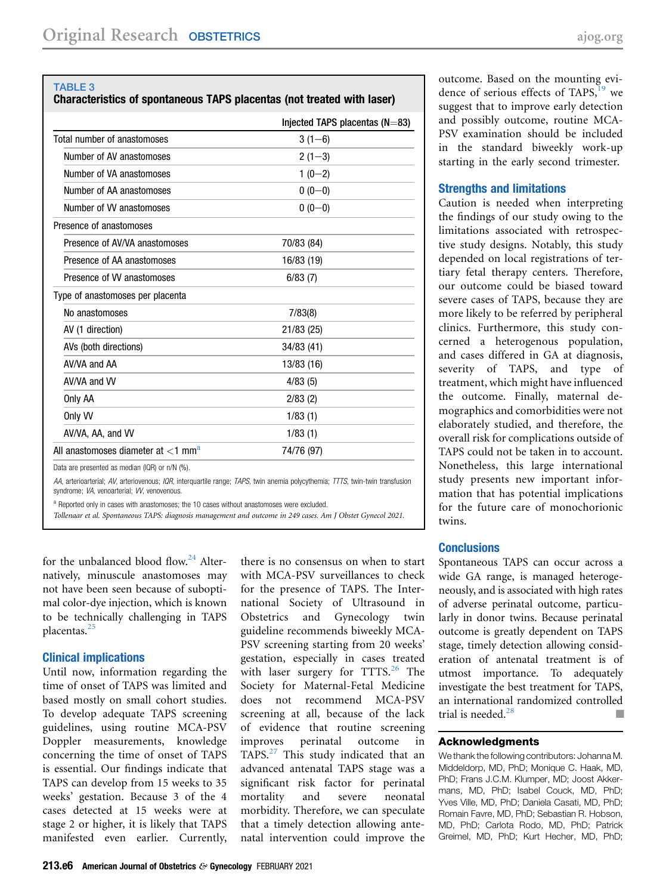**TABLE 3**
**Characteristics of spontaneous TAPS placentas (not treated with laser)**

| | Injected TAPS placentas (N=83) |
|---|---|
| Total number of anastomoses | 3 (1–6) |
| Number of AV anastomoses | 2 (1–3) |
| Number of VA anastomoses | 1 (0–2) |
| Number of AA anastomoses | 0 (0–0) |
| Number of VV anastomoses | 0 (0–0) |
| Presence of anastomoses | |
| Presence of AV/VA anastomoses | 70/83 (84) |
| Presence of AA anastomoses | 16/83 (19) |
| Presence of VV anastomoses | 6/83 (7) |
| Type of anastomoses per placenta | |
| No anastomoses | 7/83(8) |
| AV (1 direction) | 21/83 (25) |
| AVs (both directions) | 34/83 (41) |
| AV/VA and AA | 13/83 (16) |
| AV/VA and VV | 4/83 (5) |
| Only AA | 2/83 (2) |
| Only VV | 1/83 (1) |
| AV/VA, AA, and VV | 1/83 (1) |
| All anastomoses diameter at <1 mm[a] | 74/76 (97) |

Data are presented as median (IQR) or n/N (%).

*AA*, arterioarterial; *AV*, arteriovenous; *IQR*, interquartile range; *TAPS*, twin anemia polycythemia; *TTTS*, twin-twin transfusion syndrome; *VA*, venoarterial; *VV*, venovenous.

[a] Reported only in cases with anastomoses; the 10 cases without anastomoses were excluded.

*Tollenaar et al. Spontaneous TAPS: diagnosis management and outcome in 249 cases. Am J Obstet Gynecol 2021.*

for the unbalanced blood flow.[24] Alternatively, minuscule anastomoses may not have been seen because of suboptimal color-dye injection, which is known to be technically challenging in TAPS placentas.[25]

## Clinical implications

Until now, information regarding the time of onset of TAPS was limited and based mostly on small cohort studies. To develop adequate TAPS screening guidelines, using routine MCA-PSV Doppler measurements, knowledge concerning the time of onset of TAPS is essential. Our findings indicate that TAPS can develop from 15 weeks to 35 weeks' gestation. Because 3 of the 4 cases detected at 15 weeks were at stage 2 or higher, it is likely that TAPS manifested even earlier. Currently, there is no consensus on when to start with MCA-PSV surveillances to check for the presence of TAPS. The International Society of Ultrasound in Obstetrics and Gynecology twin guideline recommends biweekly MCA-PSV screening starting from 20 weeks' gestation, especially in cases treated with laser surgery for TTTS.[26] The Society for Maternal-Fetal Medicine does not recommend MCA-PSV screening at all, because of the lack of evidence that routine screening improves perinatal outcome in TAPS.[27] This study indicated that an advanced antenatal TAPS stage was a significant risk factor for perinatal mortality and severe neonatal morbidity. Therefore, we can speculate that a timely detection allowing antenatal intervention could improve the outcome. Based on the mounting evidence of serious effects of TAPS,[19] we suggest that to improve early detection and possibly outcome, routine MCA-PSV examination should be included in the standard biweekly work-up starting in the early second trimester.

## Strengths and limitations

Caution is needed when interpreting the findings of our study owing to the limitations associated with retrospective study designs. Notably, this study depended on local registrations of tertiary fetal therapy centers. Therefore, our outcome could be biased toward severe cases of TAPS, because they are more likely to be referred by peripheral clinics. Furthermore, this study concerned a heterogenous population, and cases differed in GA at diagnosis, severity of TAPS, and type of treatment, which might have influenced the outcome. Finally, maternal demographics and comorbidities were not elaborately studied, and therefore, the overall risk for complications outside of TAPS could not be taken in to account. Nonetheless, this large international study presents new important information that has potential implications for the future care of monochorionic twins.

## Conclusions

Spontaneous TAPS can occur across a wide GA range, is managed heterogeneously, and is associated with high rates of adverse perinatal outcome, particularly in donor twins. Because perinatal outcome is greatly dependent on TAPS stage, timely detection allowing consideration of antenatal treatment is of utmost importance. To adequately investigate the best treatment for TAPS, an international randomized controlled trial is needed.[28] ■

## Acknowledgments

We thank the following contributors: Johanna M. Middeldorp, MD, PhD; Monique C. Haak, MD, PhD; Frans J.C.M. Klumper, MD; Joost Akkermans, MD, PhD; Isabel Couck, MD, PhD; Yves Ville, MD, PhD; Daniela Casati, MD, PhD; Romain Favre, MD, PhD; Sebastian R. Hobson, MD, PhD; Carlota Rodo, MD, PhD; Patrick Greimel, MD, PhD; Kurt Hecher, MD, PhD;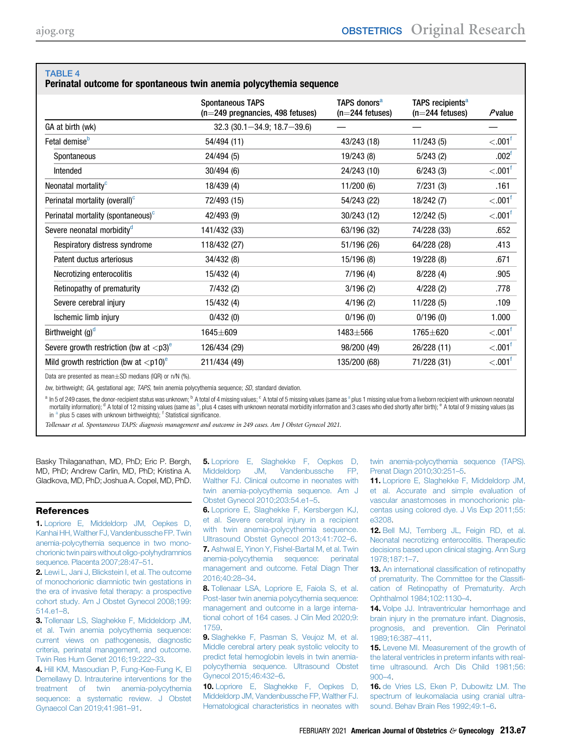**TABLE 4**
**Perinatal outcome for spontaneous twin anemia polycythemia sequence**

| | Spontaneous TAPS (n=249 pregnancies, 498 fetuses) | TAPS donors[a] (n=244 fetuses) | TAPS recipients[a] (n=244 fetuses) | *P* value |
|---|---|---|---|---|
| GA at birth (wk) | 32.3 (30.1−34.9; 18.7−39.6) | — | — | — |
| Fetal demise[b] | 54/494 (11) | 43/243 (18) | 11/243 (5) | <.001[f] |
| Spontaneous | 24/494 (5) | 19/243 (8) | 5/243 (2) | .002[f] |
| Intended | 30/494 (6) | 24/243 (10) | 6/243 (3) | <.001[f] |
| Neonatal mortality[c] | 18/439 (4) | 11/200 (6) | 7/231 (3) | .161 |
| Perinatal mortality (overall)[c] | 72/493 (15) | 54/243 (22) | 18/242 (7) | <.001[f] |
| Perinatal mortality (spontaneous)[c] | 42/493 (9) | 30/243 (12) | 12/242 (5) | <.001[f] |
| Severe neonatal morbidity[d] | 141/432 (33) | 63/196 (32) | 74/228 (33) | .652 |
| Respiratory distress syndrome | 118/432 (27) | 51/196 (26) | 64/228 (28) | .413 |
| Patent ductus arteriosus | 34/432 (8) | 15/196 (8) | 19/228 (8) | .671 |
| Necrotizing enterocolitis | 15/432 (4) | 7/196 (4) | 8/228 (4) | .905 |
| Retinopathy of prematurity | 7/432 (2) | 3/196 (2) | 4/228 (2) | .778 |
| Severe cerebral injury | 15/432 (4) | 4/196 (2) | 11/228 (5) | .109 |
| Ischemic limb injury | 0/432 (0) | 0/196 (0) | 0/196 (0) | 1.000 |
| Birthweight (g)[d] | 1645±609 | 1483±566 | 1765±620 | <.001[f] |
| Severe growth restriction (bw at <p3)[e] | 126/434 (29) | 98/200 (49) | 26/228 (11) | <.001[f] |
| Mild growth restriction (bw at <p10)[e] | 211/434 (49) | 135/200 (68) | 71/228 (31) | <.001[f] |

Data are presented as mean±SD medians (IQR) or n/N (%).

*bw*, birthweight; *GA*, gestational age; *TAPS*, twin anemia polycythemia sequence; *SD*, standard deviation.

[a] In 5 of 249 cases, the donor-recipient status was unknown; [b] A total of 4 missing values; [c] A total of 5 missing values (same as [a] plus 1 missing value from a liveborn recipient with unknown neonatal mortality information); [d] A total of 12 missing values (same as [b], plus 4 cases with unknown neonatal morbidity information and 3 cases who died shortly after birth); [e] A total of 9 missing values (as in [a] plus 5 cases with unknown birthweights); [f] Statistical significance.

*Tollenaar et al. Spontaneous TAPS: diagnosis management and outcome in 249 cases. Am J Obstet Gynecol 2021.*

Basky Thilaganathan, MD, PhD; Eric P. Bergh, MD, PhD; Andrew Carlin, MD, PhD; Kristina A. Gladkova, MD, PhD; Joshua A. Copel, MD, PhD.

## References

1. Lopriore E, Middeldorp JM, Oepkes D, Kanhai HH, Walther FJ, Vandenbussche FP. Twin anemia-polycythemia sequence in two monochorionic twin pairs without oligo-polyhydramnios sequence. Placenta 2007;28:47–51.
2. Lewi L, Jani J, Blickstein I, et al. The outcome of monochorionic diamniotic twin gestations in the era of invasive fetal therapy: a prospective cohort study. Am J Obstet Gynecol 2008;199: 514.e1–8.
3. Tollenaar LS, Slaghekke F, Middeldorp JM, et al. Twin anemia polycythemia sequence: current views on pathogenesis, diagnostic criteria, perinatal management, and outcome. Twin Res Hum Genet 2016;19:222–33.
4. Hill KM, Masoudian P, Fung-Kee-Fung K, El Demellawy D. Intrauterine interventions for the treatment of twin anemia-polycythemia sequence: a systematic review. J Obstet Gynaecol Can 2019;41:981–91.
5. Lopriore E, Slaghekke F, Oepkes D, Middeldorp JM, Vandenbussche FP, Walther FJ. Clinical outcome in neonates with twin anemia-polycythemia sequence. Am J Obstet Gynecol 2010;203:54.e1–5.
6. Lopriore E, Slaghekke F, Kersbergen KJ, et al. Severe cerebral injury in a recipient with twin anemia-polycythemia sequence. Ultrasound Obstet Gynecol 2013;41:702–6.
7. Ashwal E, Yinon Y, Fishel-Bartal M, et al. Twin anemia-polycythemia sequence: perinatal management and outcome. Fetal Diagn Ther 2016;40:28–34.
8. Tollenaar LSA, Lopriore E, Faiola S, et al. Post-laser twin anemia polycythemia sequence: management and outcome in a large international cohort of 164 cases. J Clin Med 2020;9: 1759.
9. Slaghekke F, Pasman S, Veujoz M, et al. Middle cerebral artery peak systolic velocity to predict fetal hemoglobin levels in twin anemia-polycythemia sequence. Ultrasound Obstet Gynecol 2015;46:432–6.
10. Lopriore E, Slaghekke F, Oepkes D, Middeldorp JM, Vandenbussche FP, Walther FJ. Hematological characteristics in neonates with twin anemia-polycythemia sequence (TAPS). Prenat Diagn 2010;30:251–5.
11. Lopriore E, Slaghekke F, Middeldorp JM, et al. Accurate and simple evaluation of vascular anastomoses in monochorionic placentas using colored dye. J Vis Exp 2011;55: e3208.
12. Bell MJ, Ternberg JL, Feigin RD, et al. Neonatal necrotizing enterocolitis. Therapeutic decisions based upon clinical staging. Ann Surg 1978;187:1–7.
13. An international classification of retinopathy of prematurity. The Committee for the Classification of Retinopathy of Prematurity. Arch Ophthalmol 1984;102:1130–4.
14. Volpe JJ. Intraventricular hemorrhage and brain injury in the premature infant. Diagnosis, prognosis, and prevention. Clin Perinatol 1989;16:387–411.
15. Levene MI. Measurement of the growth of the lateral ventricles in preterm infants with real-time ultrasound. Arch Dis Child 1981;56: 900–4.
16. de Vries LS, Eken P, Dubowitz LM. The spectrum of leukomalacia using cranial ultrasound. Behav Brain Res 1992;49:1–6.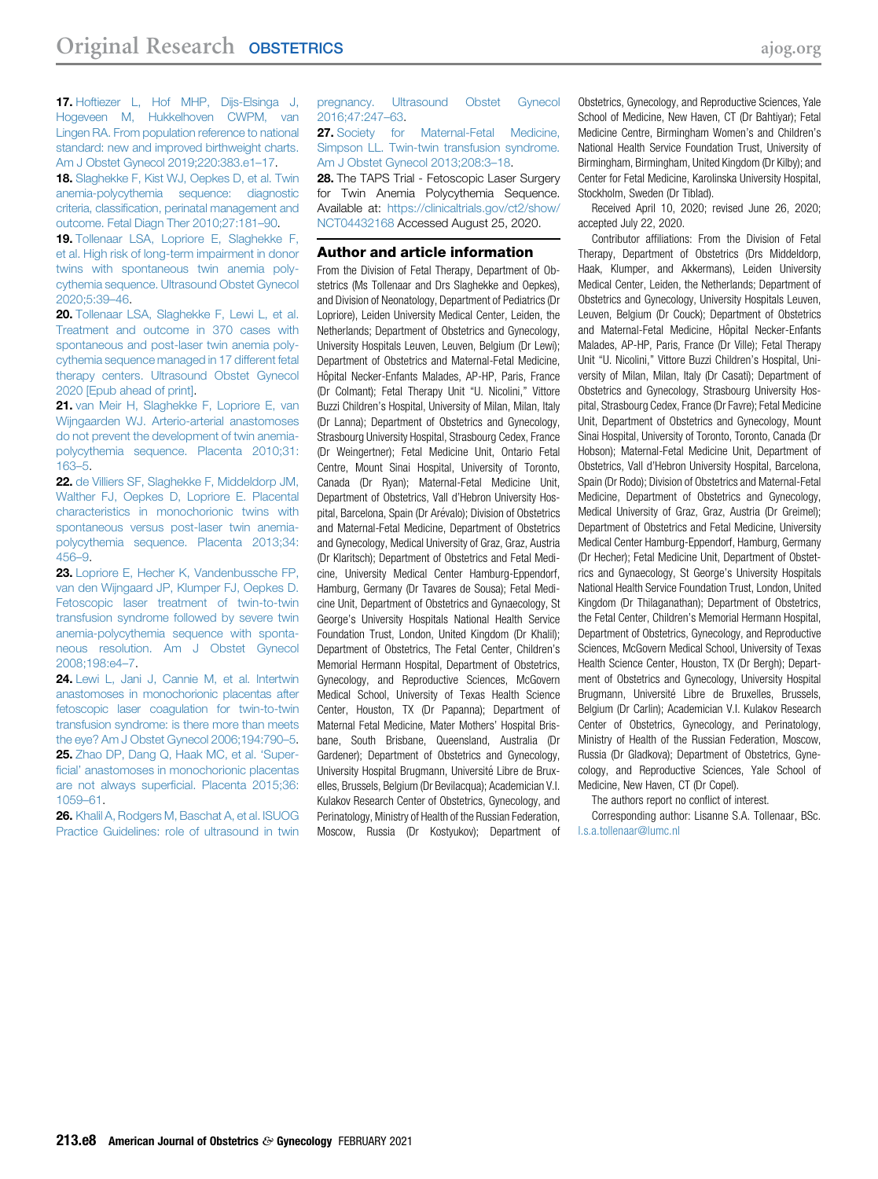17. Hoftiezer L, Hof MHP, Dijs-Elsinga J, Hogeveen M, Hukkelhoven CWPM, van Lingen RA. From population reference to national standard: new and improved birthweight charts. Am J Obstet Gynecol 2019;220:383.e1–17.

18. Slaghekke F, Kist WJ, Oepkes D, et al. Twin anemia-polycythemia sequence: diagnostic criteria, classification, perinatal management and outcome. Fetal Diagn Ther 2010;27:181–90.

19. Tollenaar LSA, Lopriore E, Slaghekke F, et al. High risk of long-term impairment in donor twins with spontaneous twin anemia polycythemia sequence. Ultrasound Obstet Gynecol 2020;5:39–46.

20. Tollenaar LSA, Slaghekke F, Lewi L, et al. Treatment and outcome in 370 cases with spontaneous and post-laser twin anemia polycythemia sequence managed in 17 different fetal therapy centers. Ultrasound Obstet Gynecol 2020 [Epub ahead of print].

21. van Meir H, Slaghekke F, Lopriore E, van Wijngaarden WJ. Arterio-arterial anastomoses do not prevent the development of twin anemia-polycythemia sequence. Placenta 2010;31:163–5.

22. de Villiers SF, Slaghekke F, Middeldorp JM, Walther FJ, Oepkes D, Lopriore E. Placental characteristics in monochorionic twins with spontaneous versus post-laser twin anemia-polycythemia sequence. Placenta 2013;34:456–9.

23. Lopriore E, Hecher K, Vandenbussche FP, van den Wijngaard JP, Klumper FJ, Oepkes D. Fetoscopic laser treatment of twin-to-twin transfusion syndrome followed by severe twin anemia-polycythemia sequence with spontaneous resolution. Am J Obstet Gynecol 2008;198:e4–7.

24. Lewi L, Jani J, Cannie M, et al. Intertwin anastomoses in monochorionic placentas after fetoscopic laser coagulation for twin-to-twin transfusion syndrome: is there more than meets the eye? Am J Obstet Gynecol 2006;194:790–5.

25. Zhao DP, Dang Q, Haak MC, et al. 'Superficial' anastomoses in monochorionic placentas are not always superficial. Placenta 2015;36:1059–61.

26. Khalil A, Rodgers M, Baschat A, et al. ISUOG Practice Guidelines: role of ultrasound in twin pregnancy. Ultrasound Obstet Gynecol 2016;47:247–63.

27. Society for Maternal-Fetal Medicine, Simpson LL. Twin-twin transfusion syndrome. Am J Obstet Gynecol 2013;208:3–18.

28. The TAPS Trial - Fetoscopic Laser Surgery for Twin Anemia Polycythemia Sequence. Available at: https://clinicaltrials.gov/ct2/show/NCT04432168 Accessed August 25, 2020.

## Author and article information

From the Division of Fetal Therapy, Department of Obstetrics (Ms Tollenaar and Drs Slaghekke and Oepkes), and Division of Neonatology, Department of Pediatrics (Dr Lopriore), Leiden University Medical Center, Leiden, the Netherlands; Department of Obstetrics and Gynecology, University Hospitals Leuven, Leuven, Belgium (Dr Lewi); Department of Obstetrics and Maternal-Fetal Medicine, Hôpital Necker-Enfants Malades, AP-HP, Paris, France (Dr Colmant); Fetal Therapy Unit "U. Nicolini," Vittore Buzzi Children's Hospital, University of Milan, Milan, Italy (Dr Lanna); Department of Obstetrics and Gynecology, Strasbourg University Hospital, Strasbourg Cedex, France (Dr Weingertner); Fetal Medicine Unit, Ontario Fetal Centre, Mount Sinai Hospital, University of Toronto, Canada (Dr Ryan); Maternal-Fetal Medicine Unit, Department of Obstetrics, Vall d'Hebron University Hospital, Barcelona, Spain (Dr Arévalo); Division of Obstetrics and Maternal-Fetal Medicine, Department of Obstetrics and Gynecology, Medical University of Graz, Graz, Austria (Dr Klaritsch); Department of Obstetrics and Fetal Medicine, University Medical Center Hamburg-Eppendorf, Hamburg, Germany (Dr Tavares de Sousa); Fetal Medicine Unit, Department of Obstetrics and Gynaecology, St George's University Hospitals National Health Service Foundation Trust, London, United Kingdom (Dr Khalil); Department of Obstetrics, The Fetal Center, Children's Memorial Hermann Hospital, Department of Obstetrics, Gynecology, and Reproductive Sciences, McGovern Medical School, University of Texas Health Science Center, Houston, TX (Dr Papanna); Department of Maternal Fetal Medicine, Mater Mothers' Hospital Brisbane, South Brisbane, Queensland, Australia (Dr Gardener); Department of Obstetrics and Gynecology, University Hospital Brugmann, Université Libre de Bruxelles, Brussels, Belgium (Dr Bevilacqua); Academician V.I. Kulakov Research Center of Obstetrics, Gynecology, and Perinatology, Ministry of Health of the Russian Federation, Moscow, Russia (Dr Kostyukov); Department of Obstetrics, Gynecology, and Reproductive Sciences, Yale School of Medicine, New Haven, CT (Dr Bahtiyar); Fetal Medicine Centre, Birmingham Women's and Children's National Health Service Foundation Trust, University of Birmingham, Birmingham, United Kingdom (Dr Kilby); and Center for Fetal Medicine, Karolinska University Hospital, Stockholm, Sweden (Dr Tiblad).

Received April 10, 2020; revised June 26, 2020; accepted July 22, 2020.

Contributor affiliations: From the Division of Fetal Therapy, Department of Obstetrics (Drs Middeldorp, Haak, Klumper, and Akkermans), Leiden University Medical Center, Leiden, the Netherlands; Department of Obstetrics and Gynecology, University Hospitals Leuven, Leuven, Belgium (Dr Couck); Department of Obstetrics and Maternal-Fetal Medicine, Hôpital Necker-Enfants Malades, AP-HP, Paris, France (Dr Ville); Fetal Therapy Unit "U. Nicolini," Vittore Buzzi Children's Hospital, University of Milan, Milan, Italy (Dr Casati); Department of Obstetrics and Gynecology, Strasbourg University Hospital, Strasbourg Cedex, France (Dr Favre); Fetal Medicine Unit, Department of Obstetrics and Gynecology, Mount Sinai Hospital, University of Toronto, Toronto, Canada (Dr Hobson); Maternal-Fetal Medicine Unit, Department of Obstetrics, Vall d'Hebron University Hospital, Barcelona, Spain (Dr Rodo); Division of Obstetrics and Maternal-Fetal Medicine, Department of Obstetrics and Gynecology, Medical University of Graz, Graz, Austria (Dr Greimel); Department of Obstetrics and Fetal Medicine, University Medical Center Hamburg-Eppendorf, Hamburg, Germany (Dr Hecher); Fetal Medicine Unit, Department of Obstetrics and Gynaecology, St George's University Hospitals National Health Service Foundation Trust, London, United Kingdom (Dr Thilaganathan); Department of Obstetrics, the Fetal Center, Children's Memorial Hermann Hospital, Department of Obstetrics, Gynecology, and Reproductive Sciences, McGovern Medical School, University of Texas Health Science Center, Houston, TX (Dr Bergh); Department of Obstetrics and Gynecology, University Hospital Brugmann, Université Libre de Bruxelles, Brussels, Belgium (Dr Carlin); Academician V.I. Kulakov Research Center of Obstetrics, Gynecology, and Perinatology, Ministry of Health of the Russian Federation, Moscow, Russia (Dr Gladkova); Department of Obstetrics, Gynecology, and Reproductive Sciences, Yale School of Medicine, New Haven, CT (Dr Copel).

The authors report no conflict of interest.

Corresponding author: Lisanne S.A. Tollenaar, BSc. l.s.a.tollenaar@lumc.nl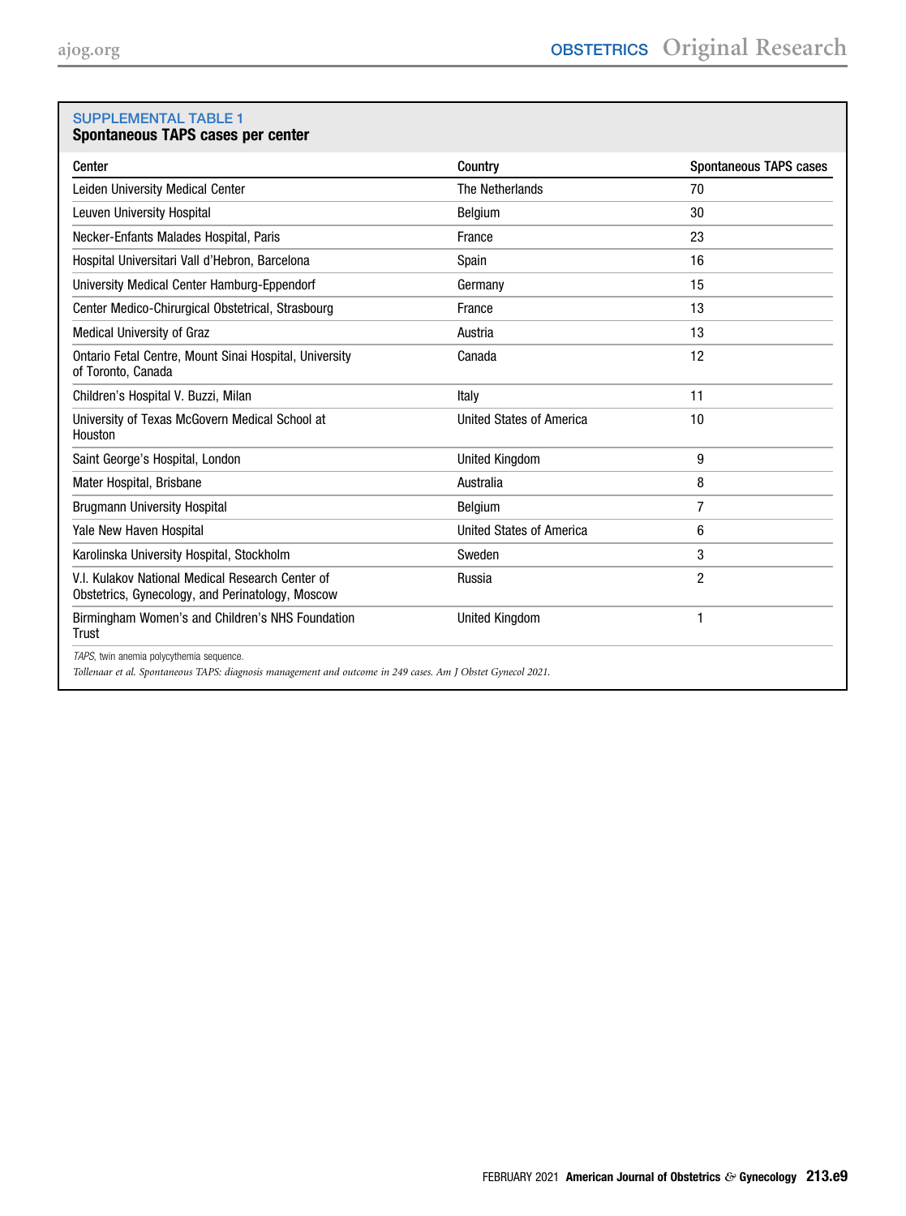## SUPPLEMENTAL TABLE 1
### Spontaneous TAPS cases per center

| Center | Country | Spontaneous TAPS cases |
|---|---|---|
| Leiden University Medical Center | The Netherlands | 70 |
| Leuven University Hospital | Belgium | 30 |
| Necker-Enfants Malades Hospital, Paris | France | 23 |
| Hospital Universitari Vall d'Hebron, Barcelona | Spain | 16 |
| University Medical Center Hamburg-Eppendorf | Germany | 15 |
| Center Medico-Chirurgical Obstetrical, Strasbourg | France | 13 |
| Medical University of Graz | Austria | 13 |
| Ontario Fetal Centre, Mount Sinai Hospital, University of Toronto, Canada | Canada | 12 |
| Children's Hospital V. Buzzi, Milan | Italy | 11 |
| University of Texas McGovern Medical School at Houston | United States of America | 10 |
| Saint George's Hospital, London | United Kingdom | 9 |
| Mater Hospital, Brisbane | Australia | 8 |
| Brugmann University Hospital | Belgium | 7 |
| Yale New Haven Hospital | United States of America | 6 |
| Karolinska University Hospital, Stockholm | Sweden | 3 |
| V.I. Kulakov National Medical Research Center of Obstetrics, Gynecology, and Perinatology, Moscow | Russia | 2 |
| Birmingham Women's and Children's NHS Foundation Trust | United Kingdom | 1 |

*TAPS*, twin anemia polycythemia sequence.

*Tollenaar et al. Spontaneous TAPS: diagnosis management and outcome in 249 cases. Am J Obstet Gynecol 2021.*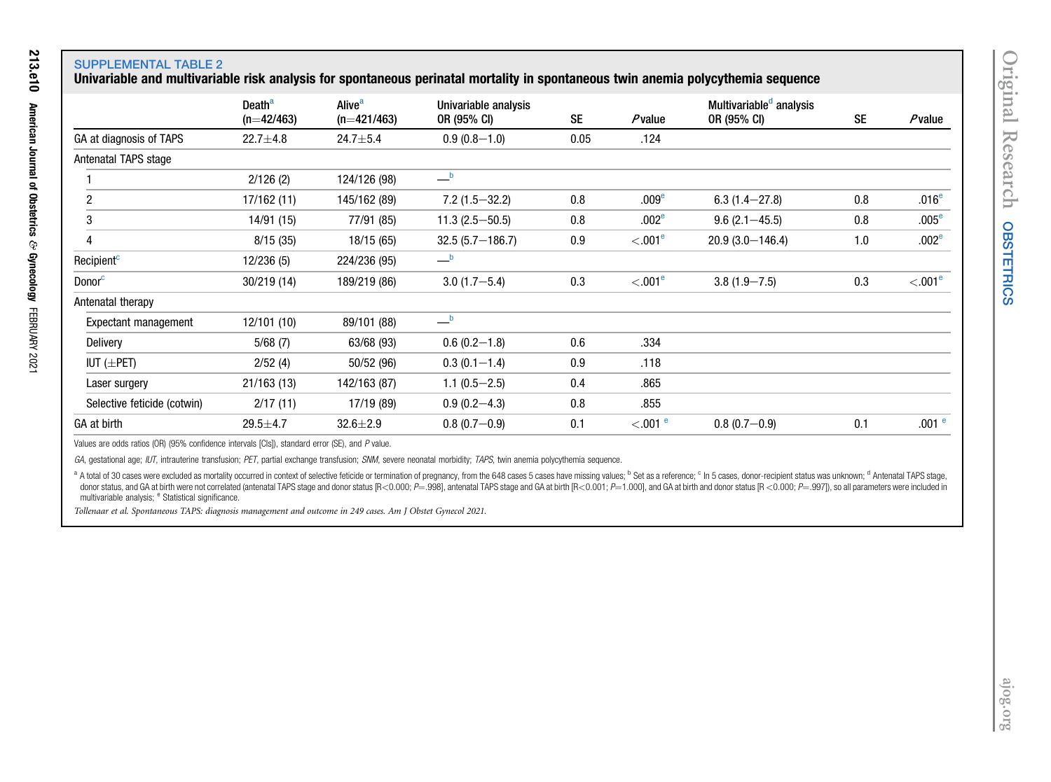SUPPLEMENTAL TABLE 2

**Univariable and multivariable risk analysis for spontaneous perinatal mortality in spontaneous twin anemia polycythemia sequence**

| | Death[a] (n=42/463) | Alive[a] (n=421/463) | Univariable analysis OR (95% CI) | SE | *P* value | Multivariable[d] analysis OR (95% CI) | SE | *P* value |
|---|---|---|---|---|---|---|---|---|
| GA at diagnosis of TAPS | 22.7±4.8 | 24.7±5.4 | 0.9 (0.8–1.0) | 0.05 | .124 | | | |
| Antenatal TAPS stage | | | | | | | | |
| 1 | 2/126 (2) | 124/126 (98) | —[b] | | | | | |
| 2 | 17/162 (11) | 145/162 (89) | 7.2 (1.5–32.2) | 0.8 | .009[e] | 6.3 (1.4–27.8) | 0.8 | .016[e] |
| 3 | 14/91 (15) | 77/91 (85) | 11.3 (2.5–50.5) | 0.8 | .002[e] | 9.6 (2.1–45.5) | 0.8 | .005[e] |
| 4 | 8/15 (35) | 18/15 (65) | 32.5 (5.7–186.7) | 0.9 | <.001[e] | 20.9 (3.0–146.4) | 1.0 | .002[e] |
| Recipient[c] | 12/236 (5) | 224/236 (95) | —[b] | | | | | |
| Donor[c] | 30/219 (14) | 189/219 (86) | 3.0 (1.7–5.4) | 0.3 | <.001[e] | 3.8 (1.9–7.5) | 0.3 | <.001[e] |
| Antenatal therapy | | | | | | | | |
| Expectant management | 12/101 (10) | 89/101 (88) | —[b] | | | | | |
| Delivery | 5/68 (7) | 63/68 (93) | 0.6 (0.2–1.8) | 0.6 | .334 | | | |
| IUT (±PET) | 2/52 (4) | 50/52 (96) | 0.3 (0.1–1.4) | 0.9 | .118 | | | |
| Laser surgery | 21/163 (13) | 142/163 (87) | 1.1 (0.5–2.5) | 0.4 | .865 | | | |
| Selective feticide (cotwin) | 2/17 (11) | 17/19 (89) | 0.9 (0.2–4.3) | 0.8 | .855 | | | |
| GA at birth | 29.5±4.7 | 32.6±2.9 | 0.8 (0.7–0.9) | 0.1 | <.001 [e] | 0.8 (0.7–0.9) | 0.1 | .001 [e] |

Values are odds ratios (OR) (95% confidence intervals [CIs]), standard error (SE), and *P* value.

*GA*, gestational age; *IUT*, intrauterine transfusion; *PET*, partial exchange transfusion; *SNM*, severe neonatal morbidity; *TAPS*, twin anemia polycythemia sequence.

[a] A total of 30 cases were excluded as mortality occurred in context of selective feticide or termination of pregnancy, from the 648 cases 5 cases have missing values; [b] Set as a reference; [c] In 5 cases, donor-recipient status was unknown; [d] Antenatal TAPS stage, donor status, and GA at birth were not correlated (antenatal TAPS stage and donor status [R<0.000; *P*=.998], antenatal TAPS stage and GA at birth [R<0.001; *P*=1.000], and GA at birth and donor status [R <0.000; *P*=.997]), so all parameters were included in multivariable analysis; [e] Statistical significance.

*Tollenaar et al. Spontaneous TAPS: diagnosis management and outcome in 249 cases. Am J Obstet Gynecol 2021.*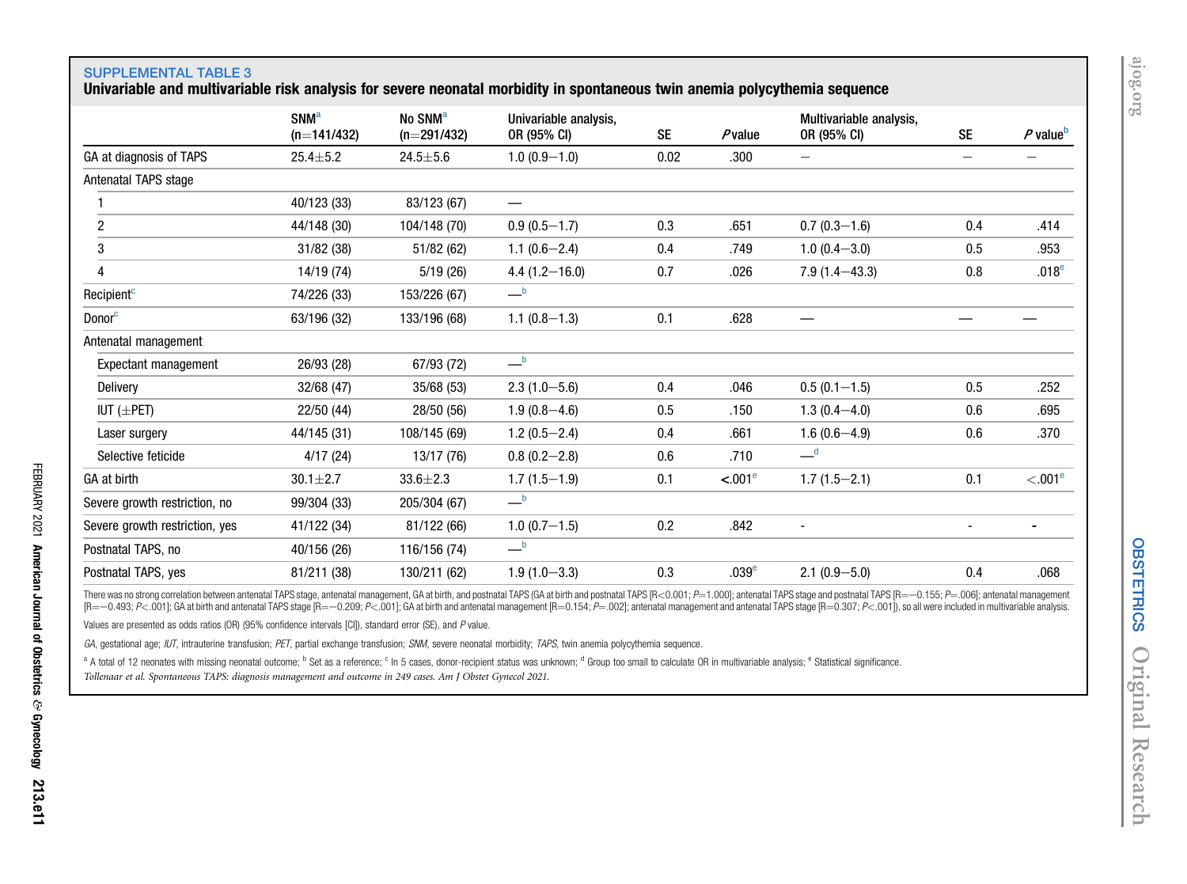**SUPPLEMENTAL TABLE 3**

**Univariable and multivariable risk analysis for severe neonatal morbidity in spontaneous twin anemia polycythemia sequence**

| | SNM[a] (n=141/432) | No SNM[a] (n=291/432) | Univariable analysis, OR (95% CI) | SE | P value | Multivariable analysis, OR (95% CI) | SE | P value[b] |
|---|---|---|---|---|---|---|---|---|
| GA at diagnosis of TAPS | 25.4±5.2 | 24.5±5.6 | 1.0 (0.9–1.0) | 0.02 | .300 | — | — | — |
| Antenatal TAPS stage | | | | | | | | |
| 1 | 40/123 (33) | 83/123 (67) | — | | | | | |
| 2 | 44/148 (30) | 104/148 (70) | 0.9 (0.5–1.7) | 0.3 | .651 | 0.7 (0.3–1.6) | 0.4 | .414 |
| 3 | 31/82 (38) | 51/82 (62) | 1.1 (0.6–2.4) | 0.4 | .749 | 1.0 (0.4–3.0) | 0.5 | .953 |
| 4 | 14/19 (74) | 5/19 (26) | 4.4 (1.2–16.0) | 0.7 | .026 | 7.9 (1.4–43.3) | 0.8 | .018[e] |
| Recipient[c] | 74/226 (33) | 153/226 (67) | —[b] | | | | | |
| Donor[c] | 63/196 (32) | 133/196 (68) | 1.1 (0.8–1.3) | 0.1 | .628 | — | — | — |
| Antenatal management | | | | | | | | |
| Expectant management | 26/93 (28) | 67/93 (72) | —[b] | | | | | |
| Delivery | 32/68 (47) | 35/68 (53) | 2.3 (1.0–5.6) | 0.4 | .046 | 0.5 (0.1–1.5) | 0.5 | .252 |
| IUT (±PET) | 22/50 (44) | 28/50 (56) | 1.9 (0.8–4.6) | 0.5 | .150 | 1.3 (0.4–4.0) | 0.6 | .695 |
| Laser surgery | 44/145 (31) | 108/145 (69) | 1.2 (0.5–2.4) | 0.4 | .661 | 1.6 (0.6–4.9) | 0.6 | .370 |
| Selective feticide | 4/17 (24) | 13/17 (76) | 0.8 (0.2–2.8) | 0.6 | .710 | —[d] | | |
| GA at birth | 30.1±2.7 | 33.6±2.3 | 1.7 (1.5–1.9) | 0.1 | <.001[e] | 1.7 (1.5–2.1) | 0.1 | <.001[e] |
| Severe growth restriction, no | 99/304 (33) | 205/304 (67) | —[b] | | | | | |
| Severe growth restriction, yes | 41/122 (34) | 81/122 (66) | 1.0 (0.7–1.5) | 0.2 | .842 | - | - | - |
| Postnatal TAPS, no | 40/156 (26) | 116/156 (74) | —[b] | | | | | |
| Postnatal TAPS, yes | 81/211 (38) | 130/211 (62) | 1.9 (1.0–3.3) | 0.3 | .039[e] | 2.1 (0.9–5.0) | 0.4 | .068 |

There was no strong correlation between antenatal TAPS stage, antenatal management, GA at birth, and postnatal TAPS (GA at birth and postnatal TAPS [R<0.001; P=1.000]; antenatal TAPS stage and postnatal TAPS [R=−0.155; P=.006]; antenatal management [R=−0.493; P<.001]; GA at birth and antenatal TAPS stage [R=−0.209; P<.001]; GA at birth and antenatal management [R=0.154; P=.002]; antenatal management and antenatal TAPS stage [R=0.307; P<.001]), so all were included in multivariable analysis.

Values are presented as odds ratios (OR) (95% confidence intervals [CI]), standard error (SE), and P value.

*GA*, gestational age; *IUT*, intrauterine transfusion; *PET*, partial exchange transfusion; *SNM*, severe neonatal morbidity; *TAPS*, twin anemia polycythemia sequence.

[a] A total of 12 neonates with missing neonatal outcome; [b] Set as a reference; [c] In 5 cases, donor-recipient status was unknown; [d] Group too small to calculate OR in multivariable analysis; [e] Statistical significance.

*Tollenaar et al. Spontaneous TAPS: diagnosis management and outcome in 249 cases. Am J Obstet Gynecol 2021.*